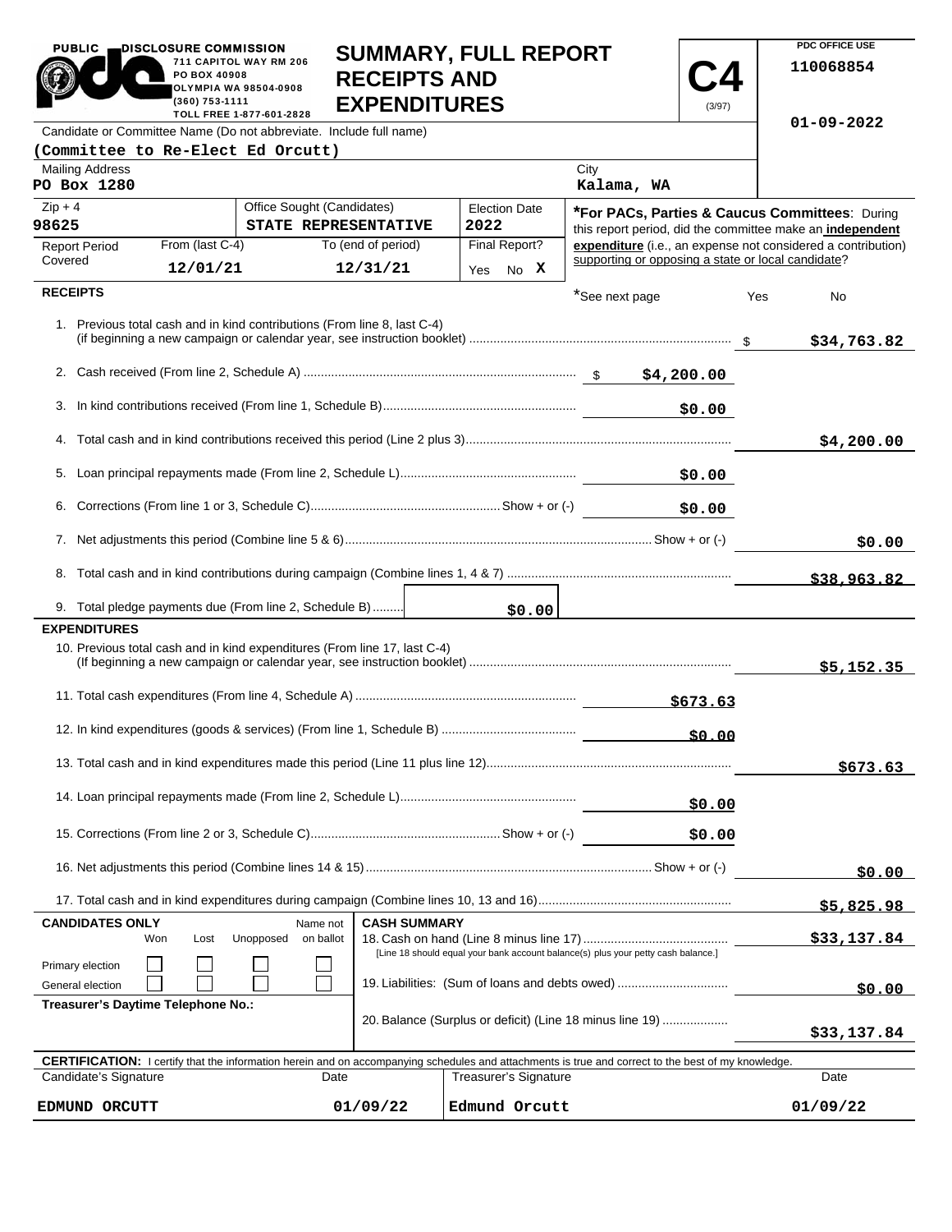PUBLIC DISCLOSURE COMMISSION
711 CAPITOL WAY RM 206
PO BOX 40908
OLYMPIA WA 98504-0908
(360) 753-1111
TOLL FREE 1-877-601-2828

# SUMMARY, FULL REPORT RECEIPTS AND EXPENDITURES

**C4** (3/97)

PDC OFFICE USE
110068854
01-09-2022

Candidate or Committee Name (Do not abbreviate. Include full name)
**(Committee to Re-Elect Ed Orcutt)**

| Mailing Address | City |
|---|---|
| PO Box 1280 | Kalama, WA |

| Zip + 4 | Office Sought (Candidates) | Election Date |
|---|---|---|
| 98625 | STATE REPRESENTATIVE | 2022 |

| Report Period Covered | From (last C-4) | To (end of period) | Final Report? |
|---|---|---|---|
| | 12/01/21 | 12/31/21 | Yes No X |

***For PACs, Parties & Caucus Committees**: During this report period, did the committee make an **independent expenditure** (i.e., an expense not considered a contribution) supporting or opposing a state or local candidate?

*See next page Yes No

## RECEIPTS

| Line | | |
|---|---|---|
| 1. Previous total cash and in kind contributions (From line 8, last C-4) (if beginning a new campaign or calendar year, see instruction booklet) | | $34,763.82 |
| 2. Cash received (From line 2, Schedule A) | $4,200.00 | |
| 3. In kind contributions received (From line 1, Schedule B) | $0.00 | |
| 4. Total cash and in kind contributions received this period (Line 2 plus 3) | | $4,200.00 |
| 5. Loan principal repayments made (From line 2, Schedule L) | $0.00 | |
| 6. Corrections (From line 1 or 3, Schedule C) Show + or (-) | $0.00 | |
| 7. Net adjustments this period (Combine line 5 & 6) Show + or (-) | | $0.00 |
| 8. Total cash and in kind contributions during campaign (Combine lines 1, 4 & 7) | | $38,963.82 |
| 9. Total pledge payments due (From line 2, Schedule B) | $0.00 | |

## EXPENDITURES

| Line | | |
|---|---|---|
| 10. Previous total cash and in kind expenditures (From line 17, last C-4) (If beginning a new campaign or calendar year, see instruction booklet) | | $5,152.35 |
| 11. Total cash expenditures (From line 4, Schedule A) | $673.63 | |
| 12. In kind expenditures (goods & services) (From line 1, Schedule B) | $0.00 | |
| 13. Total cash and in kind expenditures made this period (Line 11 plus line 12) | | $673.63 |
| 14. Loan principal repayments made (From line 2, Schedule L) | $0.00 | |
| 15. Corrections (From line 2 or 3, Schedule C) Show + or (-) | $0.00 | |
| 16. Net adjustments this period (Combine lines 14 & 15) Show + or (-) | | $0.00 |
| 17. Total cash and in kind expenditures during campaign (Combine lines 10, 13 and 16) | | $5,825.98 |

**CANDIDATES ONLY**

| | Won | Lost | Unopposed | Name not on ballot |
|---|---|---|---|---|
| Primary election | ☐ | ☐ | ☐ | ☐ |
| General election | ☐ | ☐ | ☐ | ☐ |

**Treasurer's Daytime Telephone No.:**

**CASH SUMMARY**

| | |
|---|---|
| 18. Cash on hand (Line 8 minus line 17) [Line 18 should equal your bank account balance(s) plus your petty cash balance.] | $33,137.84 |
| 19. Liabilities: (Sum of loans and debts owed) | $0.00 |
| 20. Balance (Surplus or deficit) (Line 18 minus line 19) | $33,137.84 |

**CERTIFICATION:** I certify that the information herein and on accompanying schedules and attachments is true and correct to the best of my knowledge.

| Candidate's Signature | Date | Treasurer's Signature | Date |
|---|---|---|---|
| EDMUND ORCUTT | 01/09/22 | Edmund Orcutt | 01/09/22 |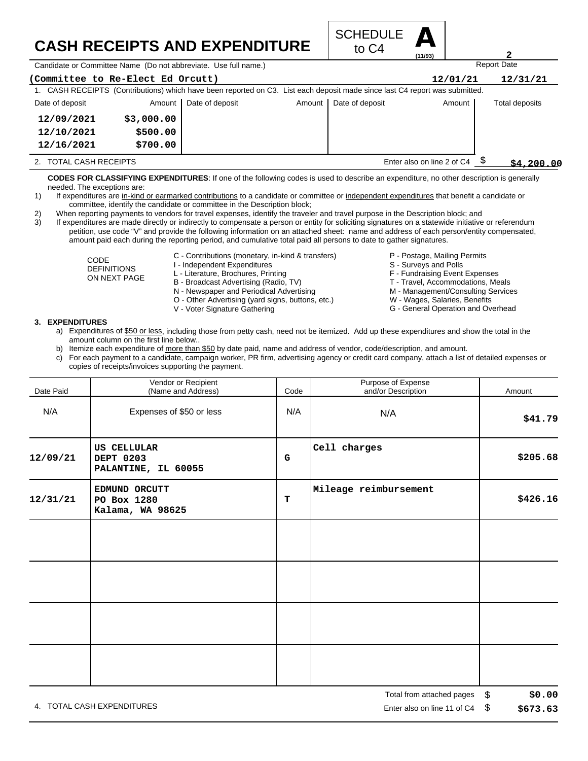# CASH RECEIPTS AND EXPENDITURE

SCHEDULE **A** to C4 (11/93)

**2**

Candidate or Committee Name (Do not abbreviate. Use full name.) | Report Date

**(Committee to Re-Elect Ed Orcutt)** **12/01/21** **12/31/21**

1. CASH RECEIPTS (Contributions) which have been reported on C3. List each deposit made since last C4 report was submitted.

| Date of deposit | Amount | Date of deposit | Amount | Date of deposit | Amount | Total deposits |
|---|---|---|---|---|---|---|
| 12/09/2021 | $3,000.00 | | | | | |
| 12/10/2021 | $500.00 | | | | | |
| 12/16/2021 | $700.00 | | | | | |

2. TOTAL CASH RECEIPTS — Enter also on line 2 of C4 $ **$4,200.00**

**CODES FOR CLASSIFYING EXPENDITURES**: If one of the following codes is used to describe an expenditure, no other description is generally needed. The exceptions are:

1) If expenditures are in-kind or earmarked contributions to a candidate or committee or independent expenditures that benefit a candidate or committee, identify the candidate or committee in the Description block;
2) When reporting payments to vendors for travel expenses, identify the traveler and travel purpose in the Description block; and
3) If expenditures are made directly or indirectly to compensate a person or entity for soliciting signatures on a statewide initiative or referendum petition, use code "V" and provide the following information on an attached sheet: name and address of each person/entity compensated, amount paid each during the reporting period, and cumulative total paid all persons to date to gather signatures.

CODE DEFINITIONS ON NEXT PAGE

- C - Contributions (monetary, in-kind & transfers)
- I - Independent Expenditures
- L - Literature, Brochures, Printing
- B - Broadcast Advertising (Radio, TV)
- N - Newspaper and Periodical Advertising
- O - Other Advertising (yard signs, buttons, etc.)
- V - Voter Signature Gathering
- P - Postage, Mailing Permits
- S - Surveys and Polls
- F - Fundraising Event Expenses
- T - Travel, Accommodations, Meals
- M - Management/Consulting Services
- W - Wages, Salaries, Benefits
- G - General Operation and Overhead

**3. EXPENDITURES**

a) Expenditures of $50 or less, including those from petty cash, need not be itemized. Add up these expenditures and show the total in the amount column on the first line below..
b) Itemize each expenditure of more than $50 by date paid, name and address of vendor, code/description, and amount.
c) For each payment to a candidate, campaign worker, PR firm, advertising agency or credit card company, attach a list of detailed expenses or copies of receipts/invoices supporting the payment.

| Date Paid | Vendor or Recipient (Name and Address) | Code | Purpose of Expense and/or Description | Amount |
|---|---|---|---|---|
| N/A | Expenses of $50 or less | N/A | N/A | $41.79 |
| 12/09/21 | US CELLULAR DEPT 0203 PALANTINE, IL 60055 | G | Cell charges | $205.68 |
| 12/31/21 | EDMUND ORCUTT PO Box 1280 Kalama, WA 98625 | T | Mileage reimbursement | $426.16 |
| | | | | |
| | | | | |
| | | | | |
| | | | | |

Total from attached pages $ **$0.00**

4. TOTAL CASH EXPENDITURES — Enter also on line 11 of C4 $ **$673.63**